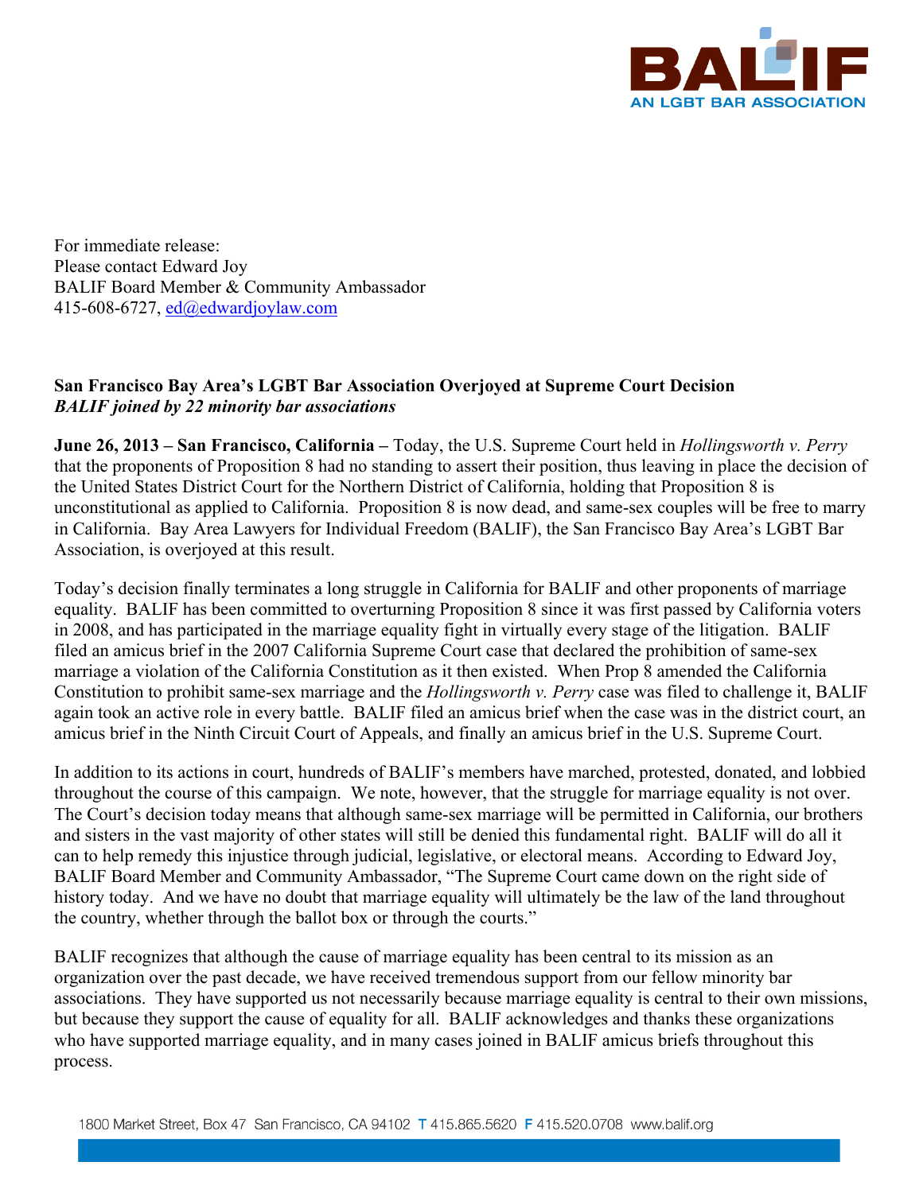For immediate release:
Please contact Edward Joy
BALIF Board Member & Community Ambassador
415-608-6727, ed@edwardjoylaw.com

**San Francisco Bay Area's LGBT Bar Association Overjoyed at Supreme Court Decision**
***BALIF joined by 22 minority bar associations***

**June 26, 2013 – San Francisco, California –** Today, the U.S. Supreme Court held in *Hollingsworth v. Perry* that the proponents of Proposition 8 had no standing to assert their position, thus leaving in place the decision of the United States District Court for the Northern District of California, holding that Proposition 8 is unconstitutional as applied to California. Proposition 8 is now dead, and same-sex couples will be free to marry in California. Bay Area Lawyers for Individual Freedom (BALIF), the San Francisco Bay Area's LGBT Bar Association, is overjoyed at this result.

Today's decision finally terminates a long struggle in California for BALIF and other proponents of marriage equality. BALIF has been committed to overturning Proposition 8 since it was first passed by California voters in 2008, and has participated in the marriage equality fight in virtually every stage of the litigation. BALIF filed an amicus brief in the 2007 California Supreme Court case that declared the prohibition of same-sex marriage a violation of the California Constitution as it then existed. When Prop 8 amended the California Constitution to prohibit same-sex marriage and the *Hollingsworth v. Perry* case was filed to challenge it, BALIF again took an active role in every battle. BALIF filed an amicus brief when the case was in the district court, an amicus brief in the Ninth Circuit Court of Appeals, and finally an amicus brief in the U.S. Supreme Court.

In addition to its actions in court, hundreds of BALIF's members have marched, protested, donated, and lobbied throughout the course of this campaign. We note, however, that the struggle for marriage equality is not over. The Court's decision today means that although same-sex marriage will be permitted in California, our brothers and sisters in the vast majority of other states will still be denied this fundamental right. BALIF will do all it can to help remedy this injustice through judicial, legislative, or electoral means. According to Edward Joy, BALIF Board Member and Community Ambassador, "The Supreme Court came down on the right side of history today. And we have no doubt that marriage equality will ultimately be the law of the land throughout the country, whether through the ballot box or through the courts."

BALIF recognizes that although the cause of marriage equality has been central to its mission as an organization over the past decade, we have received tremendous support from our fellow minority bar associations. They have supported us not necessarily because marriage equality is central to their own missions, but because they support the cause of equality for all. BALIF acknowledges and thanks these organizations who have supported marriage equality, and in many cases joined in BALIF amicus briefs throughout this process.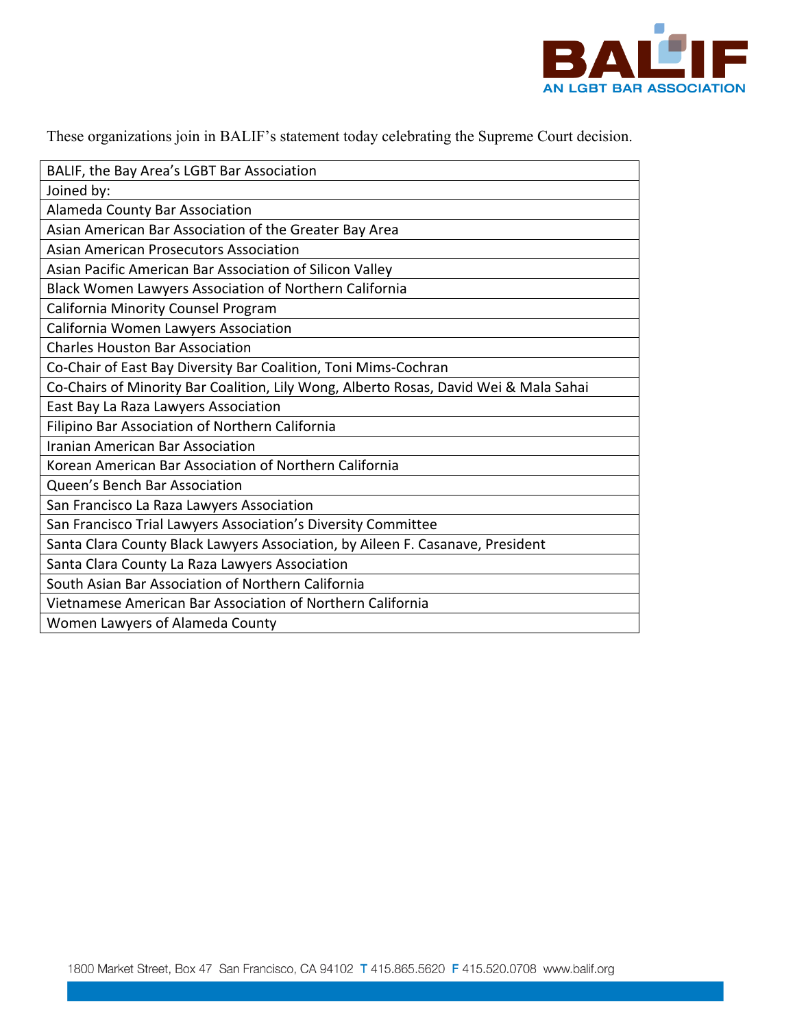These organizations join in BALIF's statement today celebrating the Supreme Court decision.

| |
|---|
| BALIF, the Bay Area's LGBT Bar Association |
| Joined by: |
| Alameda County Bar Association |
| Asian American Bar Association of the Greater Bay Area |
| Asian American Prosecutors Association |
| Asian Pacific American Bar Association of Silicon Valley |
| Black Women Lawyers Association of Northern California |
| California Minority Counsel Program |
| California Women Lawyers Association |
| Charles Houston Bar Association |
| Co-Chair of East Bay Diversity Bar Coalition, Toni Mims-Cochran |
| Co-Chairs of Minority Bar Coalition, Lily Wong, Alberto Rosas, David Wei & Mala Sahai |
| East Bay La Raza Lawyers Association |
| Filipino Bar Association of Northern California |
| Iranian American Bar Association |
| Korean American Bar Association of Northern California |
| Queen's Bench Bar Association |
| San Francisco La Raza Lawyers Association |
| San Francisco Trial Lawyers Association's Diversity Committee |
| Santa Clara County Black Lawyers Association, by Aileen F. Casanave, President |
| Santa Clara County La Raza Lawyers Association |
| South Asian Bar Association of Northern California |
| Vietnamese American Bar Association of Northern California |
| Women Lawyers of Alameda County |